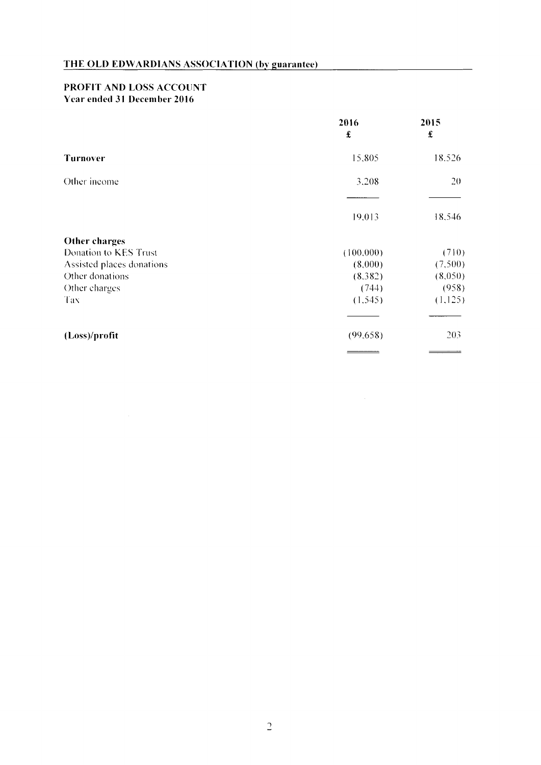## THE OLD EDWARDIANS ASSOCIATION (by guarantee)

### PROFIT AND LOSS ACCOUNT
**Year ended 31 December 2016**

| | 2016 £ | 2015 £ |
|---|---|---|
| **Turnover** | 15,805 | 18,526 |
| Other income | 3,208 | 20 |
| | 19,013 | 18,546 |
| **Other charges** | | |
| Donation to KES Trust | (100,000) | (710) |
| Assisted places donations | (8,000) | (7,500) |
| Other donations | (8,382) | (8,050) |
| Other charges | (744) | (958) |
| Tax | (1,545) | (1,125) |
| **(Loss)/profit** | (99,658) | 203 |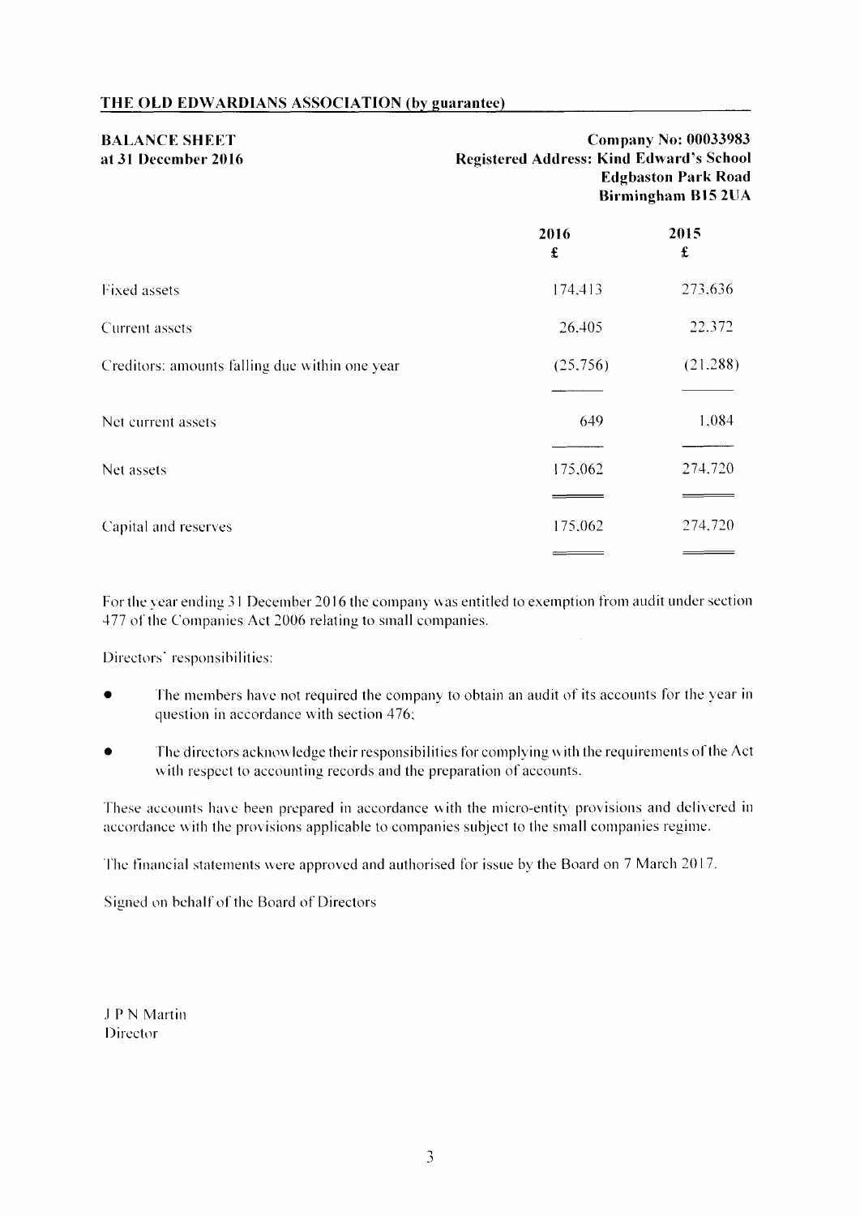**THE OLD EDWARDIANS ASSOCIATION (by guarantee)**

**BALANCE SHEET**
**at 31 December 2016**

**Company No: 00033983**
**Registered Address: Kind Edward's School**
**Edgbaston Park Road**
**Birmingham B15 2UA**

| | 2016<br>£ | 2015<br>£ |
|---|---|---|
| Fixed assets | 174,413 | 273,636 |
| Current assets | 26,405 | 22,372 |
| Creditors: amounts falling due within one year | (25,756) | (21,288) |
| Net current assets | 649 | 1,084 |
| Net assets | 175,062 | 274,720 |
| Capital and reserves | 175,062 | 274,720 |

For the year ending 31 December 2016 the company was entitled to exemption from audit under section 477 of the Companies Act 2006 relating to small companies.

Directors' responsibilities:

- The members have not required the company to obtain an audit of its accounts for the year in question in accordance with section 476;
- The directors acknowledge their responsibilities for complying with the requirements of the Act with respect to accounting records and the preparation of accounts.

These accounts have been prepared in accordance with the micro-entity provisions and delivered in accordance with the provisions applicable to companies subject to the small companies regime.

The financial statements were approved and authorised for issue by the Board on 7 March 2017.

Signed on behalf of the Board of Directors

J P N Martin
Director